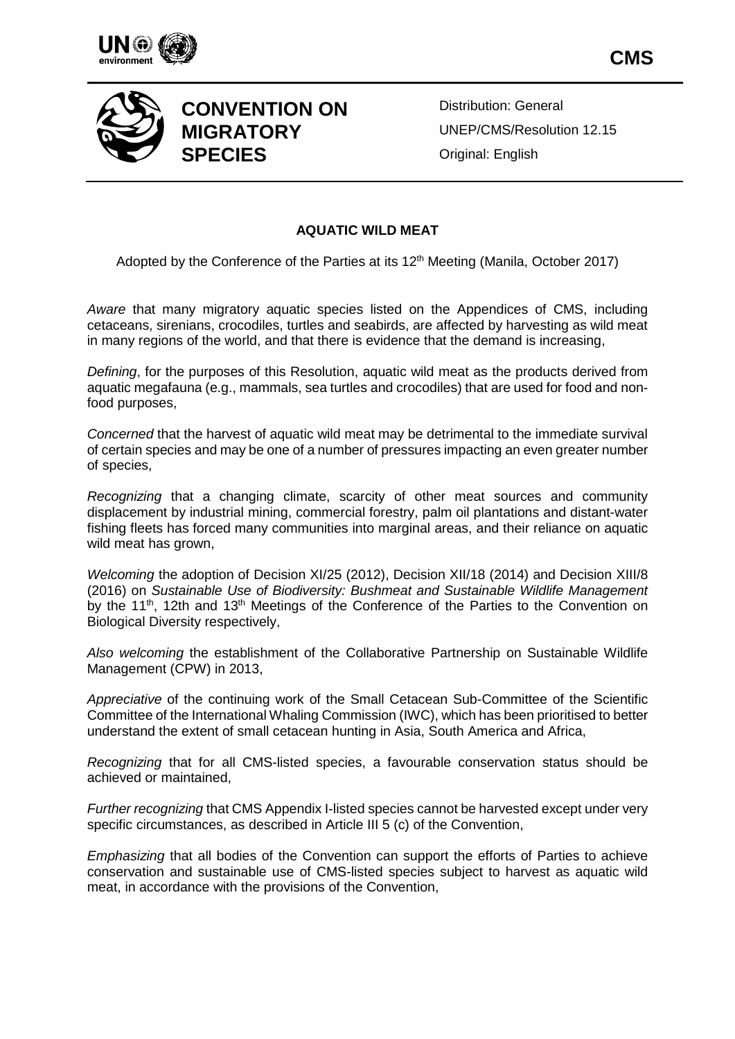**CMS**

# CONVENTION ON MIGRATORY SPECIES

Distribution: General

UNEP/CMS/Resolution 12.15

Original: English

## AQUATIC WILD MEAT

Adopted by the Conference of the Parties at its 12th Meeting (Manila, October 2017)

*Aware* that many migratory aquatic species listed on the Appendices of CMS, including cetaceans, sirenians, crocodiles, turtles and seabirds, are affected by harvesting as wild meat in many regions of the world, and that there is evidence that the demand is increasing,

*Defining*, for the purposes of this Resolution, aquatic wild meat as the products derived from aquatic megafauna (e.g., mammals, sea turtles and crocodiles) that are used for food and non-food purposes,

*Concerned* that the harvest of aquatic wild meat may be detrimental to the immediate survival of certain species and may be one of a number of pressures impacting an even greater number of species,

*Recognizing* that a changing climate, scarcity of other meat sources and community displacement by industrial mining, commercial forestry, palm oil plantations and distant-water fishing fleets has forced many communities into marginal areas, and their reliance on aquatic wild meat has grown,

*Welcoming* the adoption of Decision XI/25 (2012), Decision XII/18 (2014) and Decision XIII/8 (2016) on *Sustainable Use of Biodiversity: Bushmeat and Sustainable Wildlife Management* by the 11th, 12th and 13th Meetings of the Conference of the Parties to the Convention on Biological Diversity respectively,

*Also welcoming* the establishment of the Collaborative Partnership on Sustainable Wildlife Management (CPW) in 2013,

*Appreciative* of the continuing work of the Small Cetacean Sub-Committee of the Scientific Committee of the International Whaling Commission (IWC), which has been prioritised to better understand the extent of small cetacean hunting in Asia, South America and Africa,

*Recognizing* that for all CMS-listed species, a favourable conservation status should be achieved or maintained,

*Further recognizing* that CMS Appendix I-listed species cannot be harvested except under very specific circumstances, as described in Article III 5 (c) of the Convention,

*Emphasizing* that all bodies of the Convention can support the efforts of Parties to achieve conservation and sustainable use of CMS-listed species subject to harvest as aquatic wild meat, in accordance with the provisions of the Convention,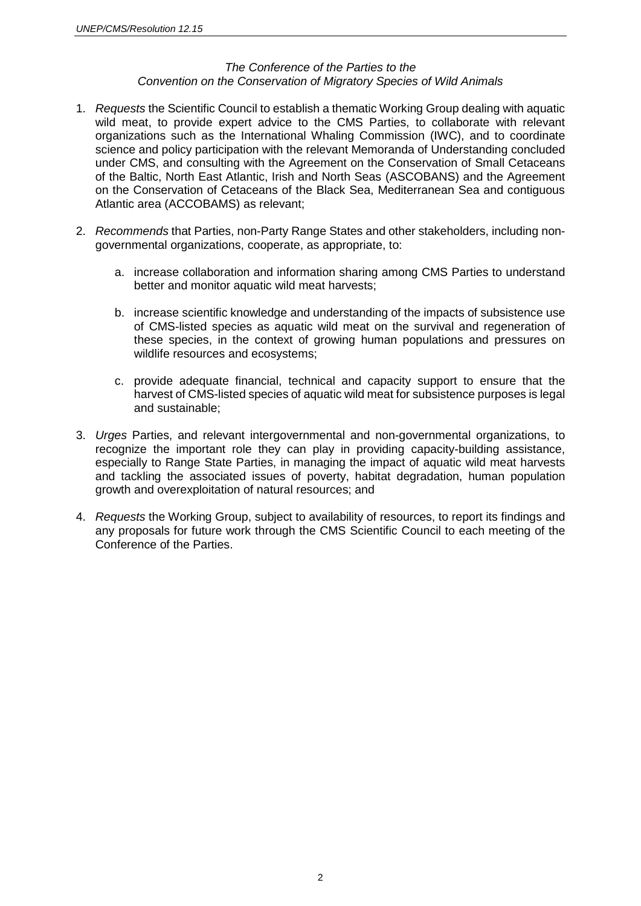*The Conference of the Parties to the*
*Convention on the Conservation of Migratory Species of Wild Animals*

1. *Requests* the Scientific Council to establish a thematic Working Group dealing with aquatic wild meat, to provide expert advice to the CMS Parties, to collaborate with relevant organizations such as the International Whaling Commission (IWC), and to coordinate science and policy participation with the relevant Memoranda of Understanding concluded under CMS, and consulting with the Agreement on the Conservation of Small Cetaceans of the Baltic, North East Atlantic, Irish and North Seas (ASCOBANS) and the Agreement on the Conservation of Cetaceans of the Black Sea, Mediterranean Sea and contiguous Atlantic area (ACCOBAMS) as relevant;

2. *Recommends* that Parties, non-Party Range States and other stakeholders, including non-governmental organizations, cooperate, as appropriate, to:

   a. increase collaboration and information sharing among CMS Parties to understand better and monitor aquatic wild meat harvests;

   b. increase scientific knowledge and understanding of the impacts of subsistence use of CMS-listed species as aquatic wild meat on the survival and regeneration of these species, in the context of growing human populations and pressures on wildlife resources and ecosystems;

   c. provide adequate financial, technical and capacity support to ensure that the harvest of CMS-listed species of aquatic wild meat for subsistence purposes is legal and sustainable;

3. *Urges* Parties, and relevant intergovernmental and non-governmental organizations, to recognize the important role they can play in providing capacity-building assistance, especially to Range State Parties, in managing the impact of aquatic wild meat harvests and tackling the associated issues of poverty, habitat degradation, human population growth and overexploitation of natural resources; and

4. *Requests* the Working Group, subject to availability of resources, to report its findings and any proposals for future work through the CMS Scientific Council to each meeting of the Conference of the Parties.